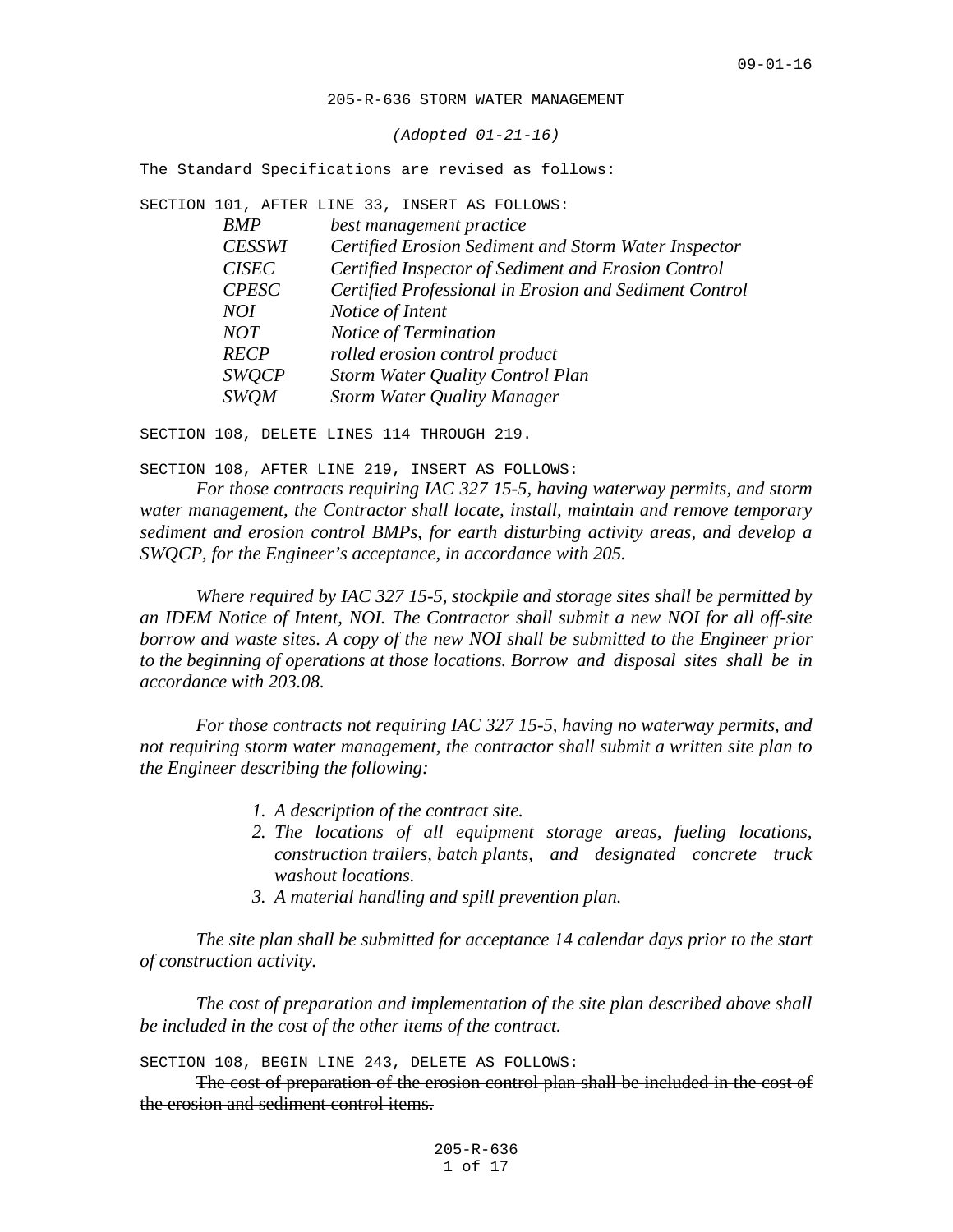09-01-16

# 205-R-636 STORM WATER MANAGEMENT

(Adopted 01-21-16)

The Standard Specifications are revised as follows:

SECTION 101, AFTER LINE 33, INSERT AS FOLLOWS:

| | |
|---|---|
| *BMP* | *best management practice* |
| *CESSWI* | *Certified Erosion Sediment and Storm Water Inspector* |
| *CISEC* | *Certified Inspector of Sediment and Erosion Control* |
| *CPESC* | *Certified Professional in Erosion and Sediment Control* |
| *NOI* | *Notice of Intent* |
| *NOT* | *Notice of Termination* |
| *RECP* | *rolled erosion control product* |
| *SWQCP* | *Storm Water Quality Control Plan* |
| *SWQM* | *Storm Water Quality Manager* |

SECTION 108, DELETE LINES 114 THROUGH 219.

SECTION 108, AFTER LINE 219, INSERT AS FOLLOWS:

*For those contracts requiring IAC 327 15-5, having waterway permits, and storm water management, the Contractor shall locate, install, maintain and remove temporary sediment and erosion control BMPs, for earth disturbing activity areas, and develop a SWQCP, for the Engineer's acceptance, in accordance with 205.*

*Where required by IAC 327 15-5, stockpile and storage sites shall be permitted by an IDEM Notice of Intent, NOI. The Contractor shall submit a new NOI for all off-site borrow and waste sites. A copy of the new NOI shall be submitted to the Engineer prior to the beginning of operations at those locations. Borrow and disposal sites shall be in accordance with 203.08.*

*For those contracts not requiring IAC 327 15-5, having no waterway permits, and not requiring storm water management, the contractor shall submit a written site plan to the Engineer describing the following:*

1. *A description of the contract site.*
2. *The locations of all equipment storage areas, fueling locations, construction trailers, batch plants, and designated concrete truck washout locations.*
3. *A material handling and spill prevention plan.*

*The site plan shall be submitted for acceptance 14 calendar days prior to the start of construction activity.*

*The cost of preparation and implementation of the site plan described above shall be included in the cost of the other items of the contract.*

SECTION 108, BEGIN LINE 243, DELETE AS FOLLOWS:

~~The cost of preparation of the erosion control plan shall be included in the cost of the erosion and sediment control items.~~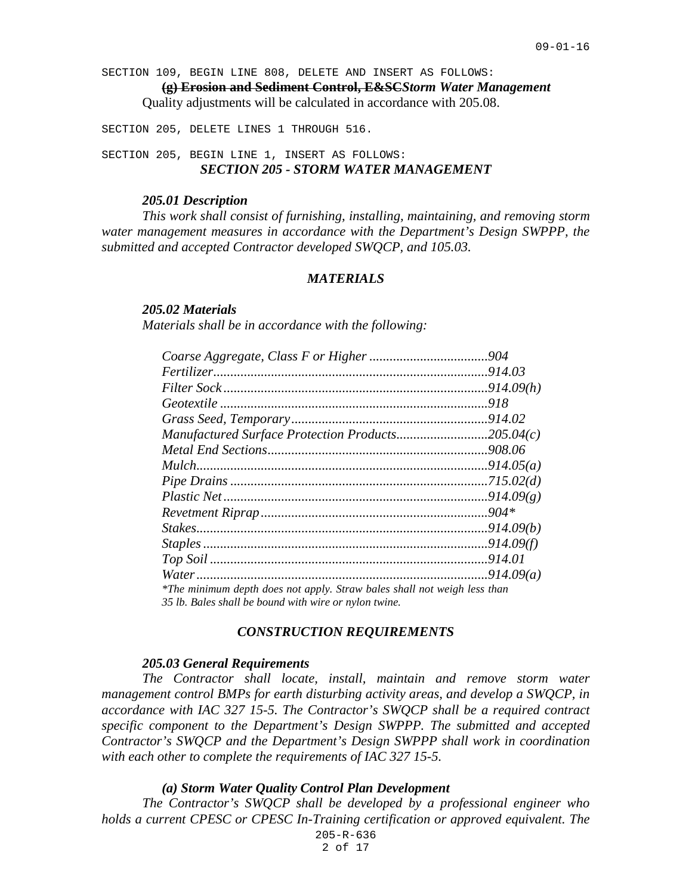SECTION 109, BEGIN LINE 808, DELETE AND INSERT AS FOLLOWS:

~~**(g) Erosion and Sediment Control, E&SC**~~***Storm Water Management***

Quality adjustments will be calculated in accordance with 205.08.

SECTION 205, DELETE LINES 1 THROUGH 516.

SECTION 205, BEGIN LINE 1, INSERT AS FOLLOWS:

## *SECTION 205 - STORM WATER MANAGEMENT*

### *205.01 Description*

*This work shall consist of furnishing, installing, maintaining, and removing storm water management measures in accordance with the Department's Design SWPPP, the submitted and accepted Contractor developed SWQCP, and 105.03.*

## *MATERIALS*

### *205.02 Materials*

*Materials shall be in accordance with the following:*

| | |
|---|---|
| *Coarse Aggregate, Class F or Higher* | *904* |
| *Fertilizer* | *914.03* |
| *Filter Sock* | *914.09(h)* |
| *Geotextile* | *918* |
| *Grass Seed, Temporary* | *914.02* |
| *Manufactured Surface Protection Products* | *205.04(c)* |
| *Metal End Sections* | *908.06* |
| *Mulch* | *914.05(a)* |
| *Pipe Drains* | *715.02(d)* |
| *Plastic Net* | *914.09(g)* |
| *Revetment Riprap* | *904** |
| *Stakes* | *914.09(b)* |
| *Staples* | *914.09(f)* |
| *Top Soil* | *914.01* |
| *Water* | *914.09(a)* |

**The minimum depth does not apply. Straw bales shall not weigh less than 35 lb. Bales shall be bound with wire or nylon twine.*

## *CONSTRUCTION REQUIREMENTS*

### *205.03 General Requirements*

*The Contractor shall locate, install, maintain and remove storm water management control BMPs for earth disturbing activity areas, and develop a SWQCP, in accordance with IAC 327 15-5. The Contractor's SWQCP shall be a required contract specific component to the Department's Design SWPPP. The submitted and accepted Contractor's SWQCP and the Department's Design SWPPP shall work in coordination with each other to complete the requirements of IAC 327 15-5.*

#### *(a) Storm Water Quality Control Plan Development*

*The Contractor's SWQCP shall be developed by a professional engineer who holds a current CPESC or CPESC In-Training certification or approved equivalent. The*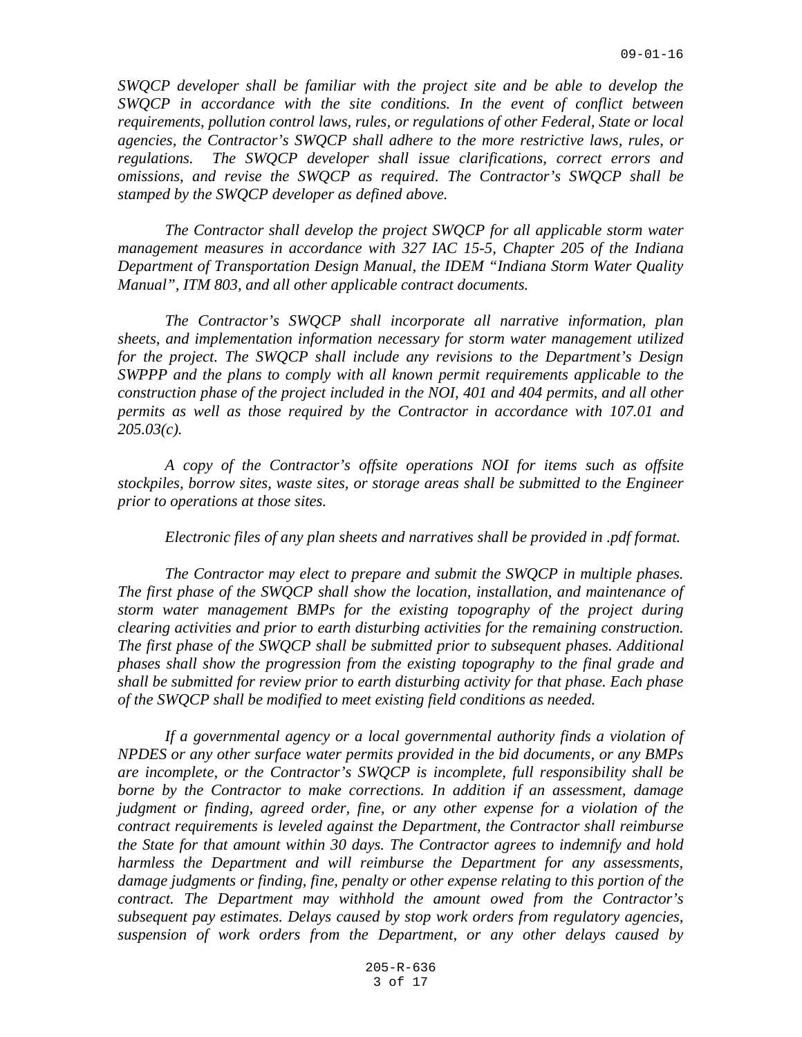*SWQCP developer shall be familiar with the project site and be able to develop the SWQCP in accordance with the site conditions. In the event of conflict between requirements, pollution control laws, rules, or regulations of other Federal, State or local agencies, the Contractor's SWQCP shall adhere to the more restrictive laws, rules, or regulations. The SWQCP developer shall issue clarifications, correct errors and omissions, and revise the SWQCP as required. The Contractor's SWQCP shall be stamped by the SWQCP developer as defined above.*

*The Contractor shall develop the project SWQCP for all applicable storm water management measures in accordance with 327 IAC 15-5, Chapter 205 of the Indiana Department of Transportation Design Manual, the IDEM "Indiana Storm Water Quality Manual", ITM 803, and all other applicable contract documents.*

*The Contractor's SWQCP shall incorporate all narrative information, plan sheets, and implementation information necessary for storm water management utilized for the project. The SWQCP shall include any revisions to the Department's Design SWPPP and the plans to comply with all known permit requirements applicable to the construction phase of the project included in the NOI, 401 and 404 permits, and all other permits as well as those required by the Contractor in accordance with 107.01 and 205.03(c).*

*A copy of the Contractor's offsite operations NOI for items such as offsite stockpiles, borrow sites, waste sites, or storage areas shall be submitted to the Engineer prior to operations at those sites.*

*Electronic files of any plan sheets and narratives shall be provided in .pdf format.*

*The Contractor may elect to prepare and submit the SWQCP in multiple phases. The first phase of the SWQCP shall show the location, installation, and maintenance of storm water management BMPs for the existing topography of the project during clearing activities and prior to earth disturbing activities for the remaining construction. The first phase of the SWQCP shall be submitted prior to subsequent phases. Additional phases shall show the progression from the existing topography to the final grade and shall be submitted for review prior to earth disturbing activity for that phase. Each phase of the SWQCP shall be modified to meet existing field conditions as needed.*

*If a governmental agency or a local governmental authority finds a violation of NPDES or any other surface water permits provided in the bid documents, or any BMPs are incomplete, or the Contractor's SWQCP is incomplete, full responsibility shall be borne by the Contractor to make corrections. In addition if an assessment, damage judgment or finding, agreed order, fine, or any other expense for a violation of the contract requirements is leveled against the Department, the Contractor shall reimburse the State for that amount within 30 days. The Contractor agrees to indemnify and hold harmless the Department and will reimburse the Department for any assessments, damage judgments or finding, fine, penalty or other expense relating to this portion of the contract. The Department may withhold the amount owed from the Contractor's subsequent pay estimates. Delays caused by stop work orders from regulatory agencies, suspension of work orders from the Department, or any other delays caused by*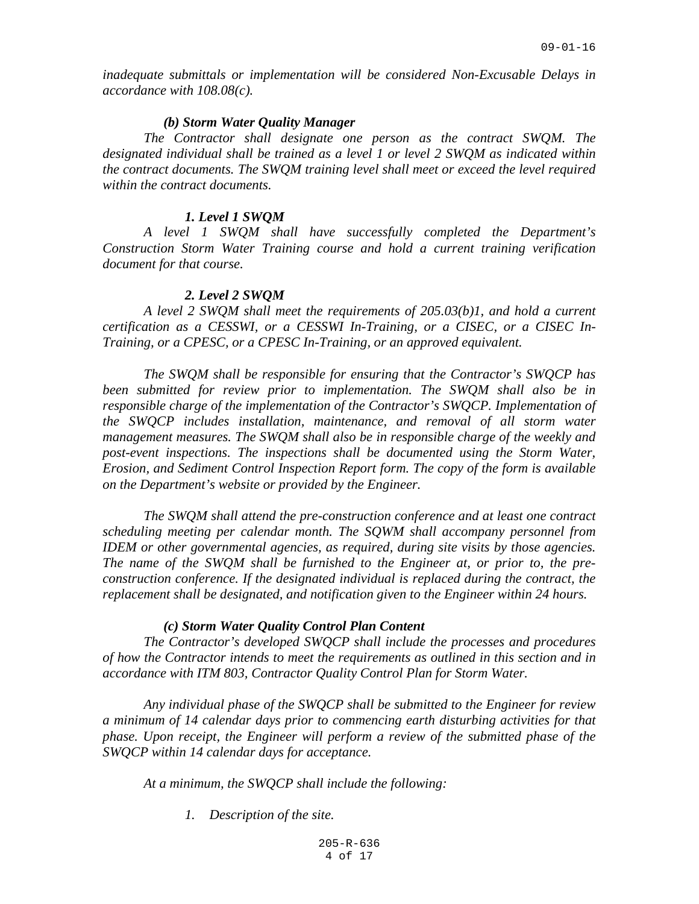*inadequate submittals or implementation will be considered Non-Excusable Delays in accordance with 108.08(c).*

***(b) Storm Water Quality Manager***

*The Contractor shall designate one person as the contract SWQM. The designated individual shall be trained as a level 1 or level 2 SWQM as indicated within the contract documents. The SWQM training level shall meet or exceed the level required within the contract documents.*

***1. Level 1 SWQM***

*A level 1 SWQM shall have successfully completed the Department's Construction Storm Water Training course and hold a current training verification document for that course.*

***2. Level 2 SWQM***

*A level 2 SWQM shall meet the requirements of 205.03(b)1, and hold a current certification as a CESSWI, or a CESSWI In-Training, or a CISEC, or a CISEC In-Training, or a CPESC, or a CPESC In-Training, or an approved equivalent.*

*The SWQM shall be responsible for ensuring that the Contractor's SWQCP has been submitted for review prior to implementation. The SWQM shall also be in responsible charge of the implementation of the Contractor's SWQCP. Implementation of the SWQCP includes installation, maintenance, and removal of all storm water management measures. The SWQM shall also be in responsible charge of the weekly and post-event inspections. The inspections shall be documented using the Storm Water, Erosion, and Sediment Control Inspection Report form. The copy of the form is available on the Department's website or provided by the Engineer.*

*The SWQM shall attend the pre-construction conference and at least one contract scheduling meeting per calendar month. The SQWM shall accompany personnel from IDEM or other governmental agencies, as required, during site visits by those agencies. The name of the SWQM shall be furnished to the Engineer at, or prior to, the pre-construction conference. If the designated individual is replaced during the contract, the replacement shall be designated, and notification given to the Engineer within 24 hours.*

***(c) Storm Water Quality Control Plan Content***

*The Contractor's developed SWQCP shall include the processes and procedures of how the Contractor intends to meet the requirements as outlined in this section and in accordance with ITM 803, Contractor Quality Control Plan for Storm Water.*

*Any individual phase of the SWQCP shall be submitted to the Engineer for review a minimum of 14 calendar days prior to commencing earth disturbing activities for that phase. Upon receipt, the Engineer will perform a review of the submitted phase of the SWQCP within 14 calendar days for acceptance.*

*At a minimum, the SWQCP shall include the following:*

1. *Description of the site.*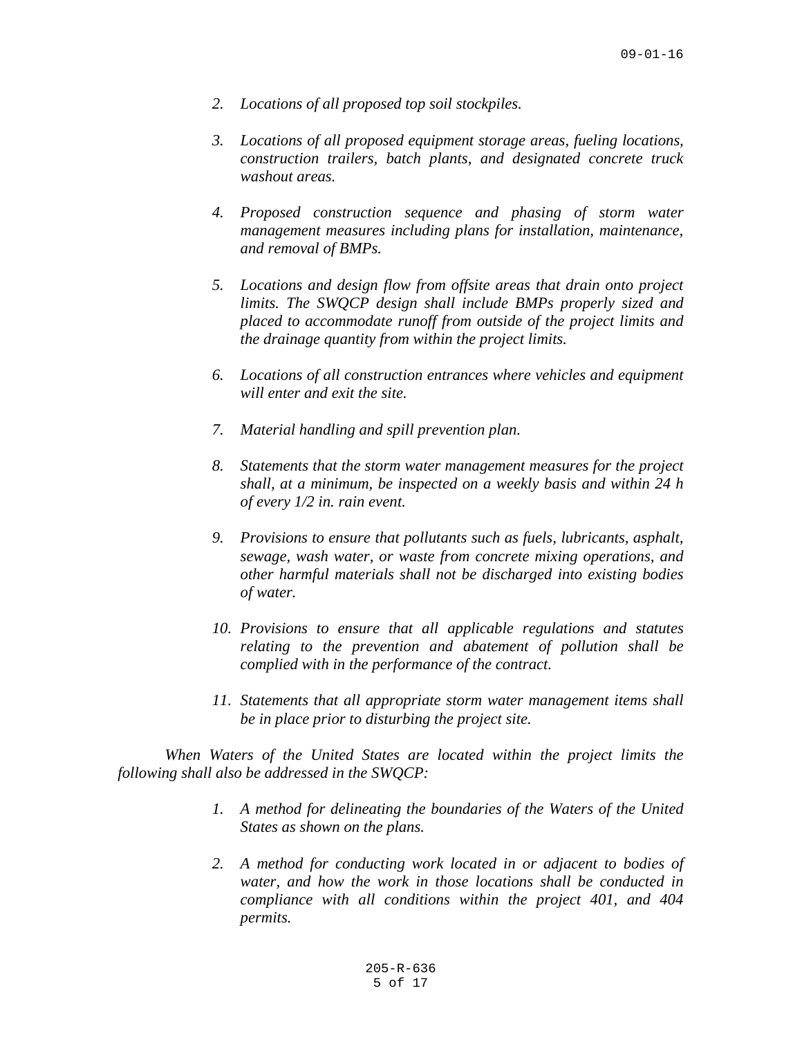*2. Locations of all proposed top soil stockpiles.*

*3. Locations of all proposed equipment storage areas, fueling locations, construction trailers, batch plants, and designated concrete truck washout areas.*

*4. Proposed construction sequence and phasing of storm water management measures including plans for installation, maintenance, and removal of BMPs.*

*5. Locations and design flow from offsite areas that drain onto project limits. The SWQCP design shall include BMPs properly sized and placed to accommodate runoff from outside of the project limits and the drainage quantity from within the project limits.*

*6. Locations of all construction entrances where vehicles and equipment will enter and exit the site.*

*7. Material handling and spill prevention plan.*

*8. Statements that the storm water management measures for the project shall, at a minimum, be inspected on a weekly basis and within 24 h of every 1/2 in. rain event.*

*9. Provisions to ensure that pollutants such as fuels, lubricants, asphalt, sewage, wash water, or waste from concrete mixing operations, and other harmful materials shall not be discharged into existing bodies of water.*

*10. Provisions to ensure that all applicable regulations and statutes relating to the prevention and abatement of pollution shall be complied with in the performance of the contract.*

*11. Statements that all appropriate storm water management items shall be in place prior to disturbing the project site.*

*When Waters of the United States are located within the project limits the following shall also be addressed in the SWQCP:*

*1. A method for delineating the boundaries of the Waters of the United States as shown on the plans.*

*2. A method for conducting work located in or adjacent to bodies of water, and how the work in those locations shall be conducted in compliance with all conditions within the project 401, and 404 permits.*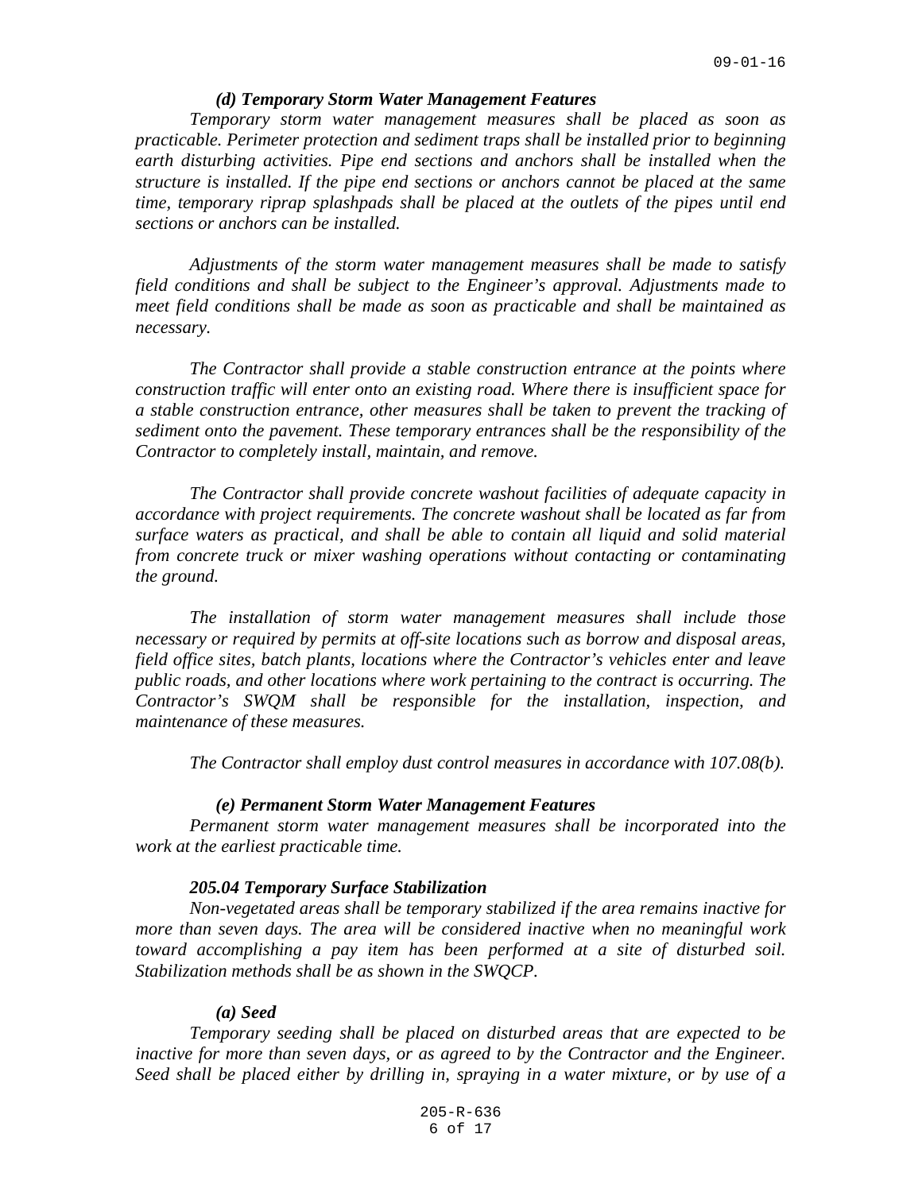***(d) Temporary Storm Water Management Features***

*Temporary storm water management measures shall be placed as soon as practicable. Perimeter protection and sediment traps shall be installed prior to beginning earth disturbing activities. Pipe end sections and anchors shall be installed when the structure is installed. If the pipe end sections or anchors cannot be placed at the same time, temporary riprap splashpads shall be placed at the outlets of the pipes until end sections or anchors can be installed.*

*Adjustments of the storm water management measures shall be made to satisfy field conditions and shall be subject to the Engineer's approval. Adjustments made to meet field conditions shall be made as soon as practicable and shall be maintained as necessary.*

*The Contractor shall provide a stable construction entrance at the points where construction traffic will enter onto an existing road. Where there is insufficient space for a stable construction entrance, other measures shall be taken to prevent the tracking of sediment onto the pavement. These temporary entrances shall be the responsibility of the Contractor to completely install, maintain, and remove.*

*The Contractor shall provide concrete washout facilities of adequate capacity in accordance with project requirements. The concrete washout shall be located as far from surface waters as practical, and shall be able to contain all liquid and solid material from concrete truck or mixer washing operations without contacting or contaminating the ground.*

*The installation of storm water management measures shall include those necessary or required by permits at off-site locations such as borrow and disposal areas, field office sites, batch plants, locations where the Contractor's vehicles enter and leave public roads, and other locations where work pertaining to the contract is occurring. The Contractor's SWQM shall be responsible for the installation, inspection, and maintenance of these measures.*

*The Contractor shall employ dust control measures in accordance with 107.08(b).*

***(e) Permanent Storm Water Management Features***

*Permanent storm water management measures shall be incorporated into the work at the earliest practicable time.*

***205.04 Temporary Surface Stabilization***

*Non-vegetated areas shall be temporary stabilized if the area remains inactive for more than seven days. The area will be considered inactive when no meaningful work toward accomplishing a pay item has been performed at a site of disturbed soil. Stabilization methods shall be as shown in the SWQCP.*

***(a) Seed***

*Temporary seeding shall be placed on disturbed areas that are expected to be inactive for more than seven days, or as agreed to by the Contractor and the Engineer. Seed shall be placed either by drilling in, spraying in a water mixture, or by use of a*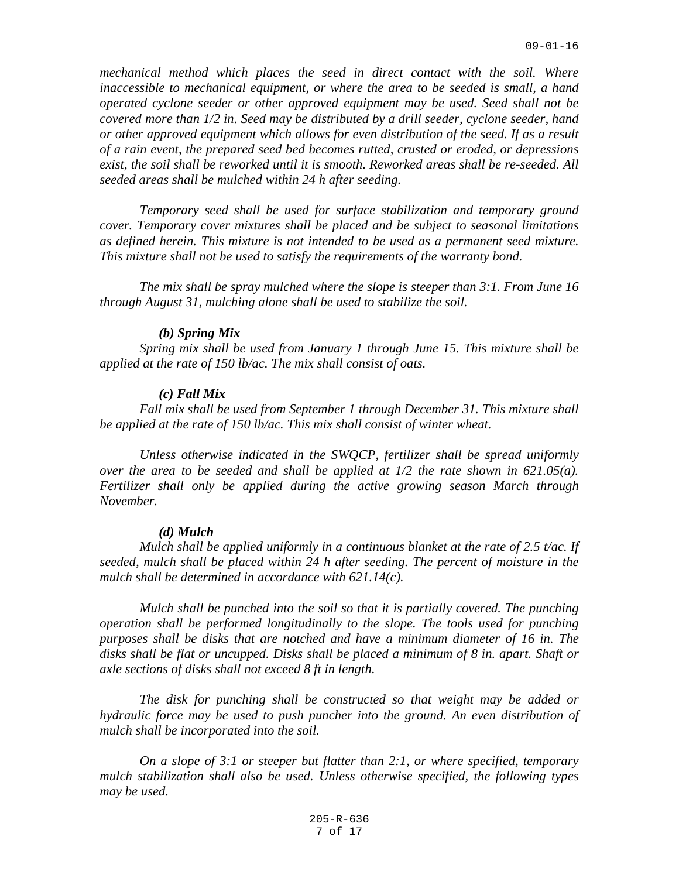*mechanical method which places the seed in direct contact with the soil. Where inaccessible to mechanical equipment, or where the area to be seeded is small, a hand operated cyclone seeder or other approved equipment may be used. Seed shall not be covered more than 1/2 in. Seed may be distributed by a drill seeder, cyclone seeder, hand or other approved equipment which allows for even distribution of the seed. If as a result of a rain event, the prepared seed bed becomes rutted, crusted or eroded, or depressions exist, the soil shall be reworked until it is smooth. Reworked areas shall be re-seeded. All seeded areas shall be mulched within 24 h after seeding.*

*Temporary seed shall be used for surface stabilization and temporary ground cover. Temporary cover mixtures shall be placed and be subject to seasonal limitations as defined herein. This mixture is not intended to be used as a permanent seed mixture. This mixture shall not be used to satisfy the requirements of the warranty bond.*

*The mix shall be spray mulched where the slope is steeper than 3:1. From June 16 through August 31, mulching alone shall be used to stabilize the soil.*

***(b) Spring Mix***

*Spring mix shall be used from January 1 through June 15. This mixture shall be applied at the rate of 150 lb/ac. The mix shall consist of oats.*

***(c) Fall Mix***

*Fall mix shall be used from September 1 through December 31. This mixture shall be applied at the rate of 150 lb/ac. This mix shall consist of winter wheat.*

*Unless otherwise indicated in the SWQCP, fertilizer shall be spread uniformly over the area to be seeded and shall be applied at 1/2 the rate shown in 621.05(a). Fertilizer shall only be applied during the active growing season March through November.*

***(d) Mulch***

*Mulch shall be applied uniformly in a continuous blanket at the rate of 2.5 t/ac. If seeded, mulch shall be placed within 24 h after seeding. The percent of moisture in the mulch shall be determined in accordance with 621.14(c).*

*Mulch shall be punched into the soil so that it is partially covered. The punching operation shall be performed longitudinally to the slope. The tools used for punching purposes shall be disks that are notched and have a minimum diameter of 16 in. The disks shall be flat or uncupped. Disks shall be placed a minimum of 8 in. apart. Shaft or axle sections of disks shall not exceed 8 ft in length.*

*The disk for punching shall be constructed so that weight may be added or hydraulic force may be used to push puncher into the ground. An even distribution of mulch shall be incorporated into the soil.*

*On a slope of 3:1 or steeper but flatter than 2:1, or where specified, temporary mulch stabilization shall also be used. Unless otherwise specified, the following types may be used.*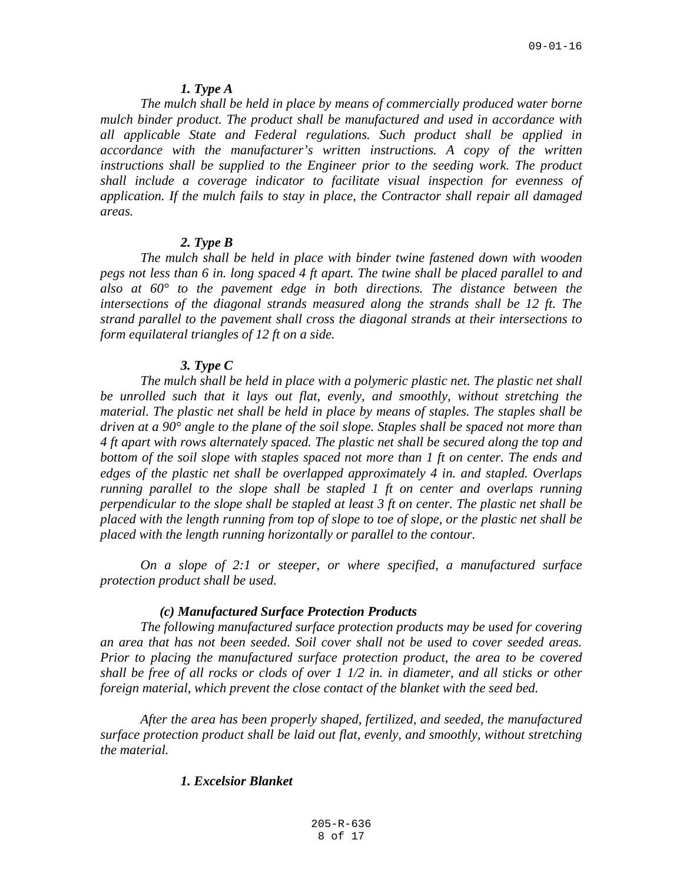***1. Type A***

*The mulch shall be held in place by means of commercially produced water borne mulch binder product. The product shall be manufactured and used in accordance with all applicable State and Federal regulations. Such product shall be applied in accordance with the manufacturer's written instructions. A copy of the written instructions shall be supplied to the Engineer prior to the seeding work. The product shall include a coverage indicator to facilitate visual inspection for evenness of application. If the mulch fails to stay in place, the Contractor shall repair all damaged areas.*

***2. Type B***

*The mulch shall be held in place with binder twine fastened down with wooden pegs not less than 6 in. long spaced 4 ft apart. The twine shall be placed parallel to and also at 60° to the pavement edge in both directions. The distance between the intersections of the diagonal strands measured along the strands shall be 12 ft. The strand parallel to the pavement shall cross the diagonal strands at their intersections to form equilateral triangles of 12 ft on a side.*

***3. Type C***

*The mulch shall be held in place with a polymeric plastic net. The plastic net shall be unrolled such that it lays out flat, evenly, and smoothly, without stretching the material. The plastic net shall be held in place by means of staples. The staples shall be driven at a 90° angle to the plane of the soil slope. Staples shall be spaced not more than 4 ft apart with rows alternately spaced. The plastic net shall be secured along the top and bottom of the soil slope with staples spaced not more than 1 ft on center. The ends and edges of the plastic net shall be overlapped approximately 4 in. and stapled. Overlaps running parallel to the slope shall be stapled 1 ft on center and overlaps running perpendicular to the slope shall be stapled at least 3 ft on center. The plastic net shall be placed with the length running from top of slope to toe of slope, or the plastic net shall be placed with the length running horizontally or parallel to the contour.*

*On a slope of 2:1 or steeper, or where specified, a manufactured surface protection product shall be used.*

***(c) Manufactured Surface Protection Products***

*The following manufactured surface protection products may be used for covering an area that has not been seeded. Soil cover shall not be used to cover seeded areas. Prior to placing the manufactured surface protection product, the area to be covered shall be free of all rocks or clods of over 1 1/2 in. in diameter, and all sticks or other foreign material, which prevent the close contact of the blanket with the seed bed.*

*After the area has been properly shaped, fertilized, and seeded, the manufactured surface protection product shall be laid out flat, evenly, and smoothly, without stretching the material.*

***1. Excelsior Blanket***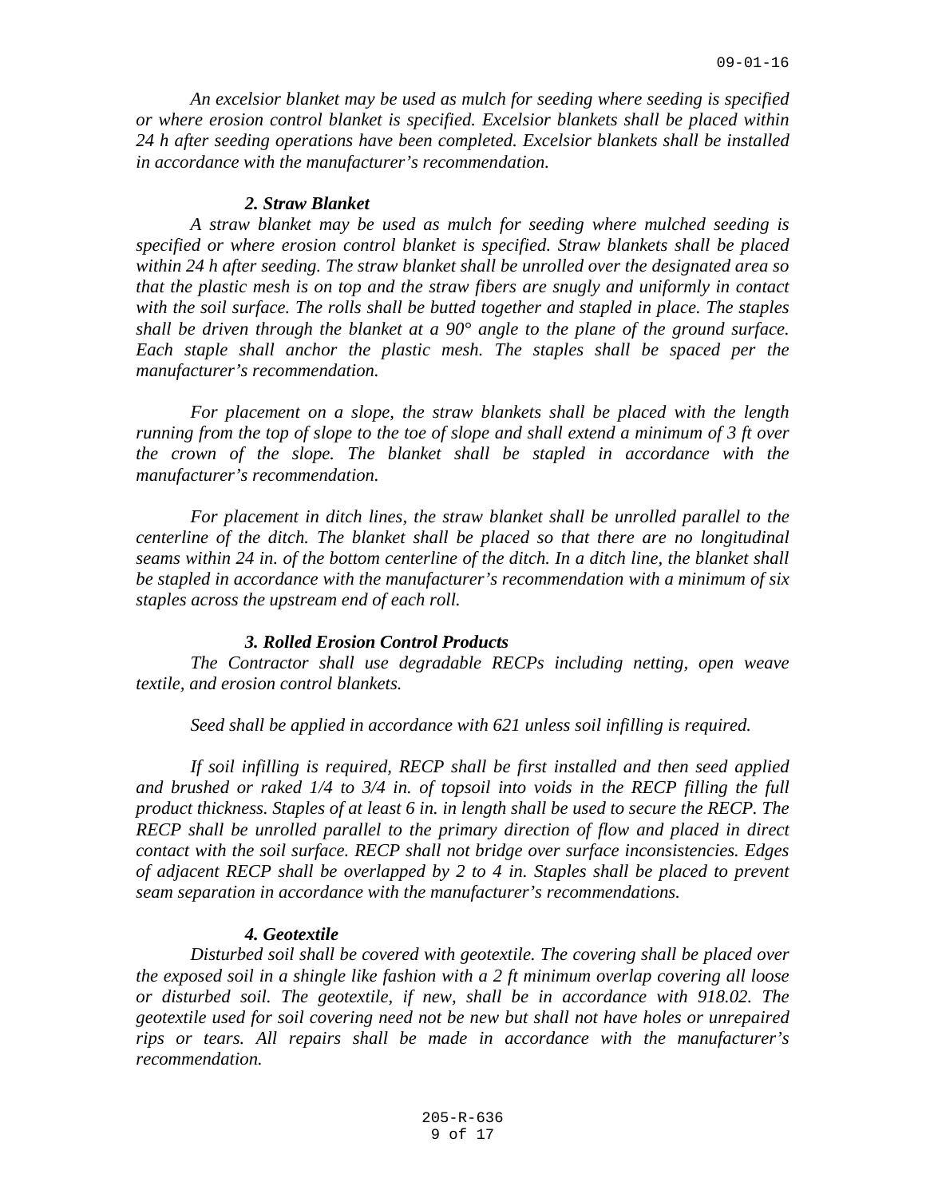*An excelsior blanket may be used as mulch for seeding where seeding is specified or where erosion control blanket is specified. Excelsior blankets shall be placed within 24 h after seeding operations have been completed. Excelsior blankets shall be installed in accordance with the manufacturer's recommendation.*

***2. Straw Blanket***

*A straw blanket may be used as mulch for seeding where mulched seeding is specified or where erosion control blanket is specified. Straw blankets shall be placed within 24 h after seeding. The straw blanket shall be unrolled over the designated area so that the plastic mesh is on top and the straw fibers are snugly and uniformly in contact with the soil surface. The rolls shall be butted together and stapled in place. The staples shall be driven through the blanket at a 90° angle to the plane of the ground surface. Each staple shall anchor the plastic mesh. The staples shall be spaced per the manufacturer's recommendation.*

*For placement on a slope, the straw blankets shall be placed with the length running from the top of slope to the toe of slope and shall extend a minimum of 3 ft over the crown of the slope. The blanket shall be stapled in accordance with the manufacturer's recommendation.*

*For placement in ditch lines, the straw blanket shall be unrolled parallel to the centerline of the ditch. The blanket shall be placed so that there are no longitudinal seams within 24 in. of the bottom centerline of the ditch. In a ditch line, the blanket shall be stapled in accordance with the manufacturer's recommendation with a minimum of six staples across the upstream end of each roll.*

***3. Rolled Erosion Control Products***

*The Contractor shall use degradable RECPs including netting, open weave textile, and erosion control blankets.*

*Seed shall be applied in accordance with 621 unless soil infilling is required.*

*If soil infilling is required, RECP shall be first installed and then seed applied and brushed or raked 1/4 to 3/4 in. of topsoil into voids in the RECP filling the full product thickness. Staples of at least 6 in. in length shall be used to secure the RECP. The RECP shall be unrolled parallel to the primary direction of flow and placed in direct contact with the soil surface. RECP shall not bridge over surface inconsistencies. Edges of adjacent RECP shall be overlapped by 2 to 4 in. Staples shall be placed to prevent seam separation in accordance with the manufacturer's recommendations.*

***4. Geotextile***

*Disturbed soil shall be covered with geotextile. The covering shall be placed over the exposed soil in a shingle like fashion with a 2 ft minimum overlap covering all loose or disturbed soil. The geotextile, if new, shall be in accordance with 918.02. The geotextile used for soil covering need not be new but shall not have holes or unrepaired rips or tears. All repairs shall be made in accordance with the manufacturer's recommendation.*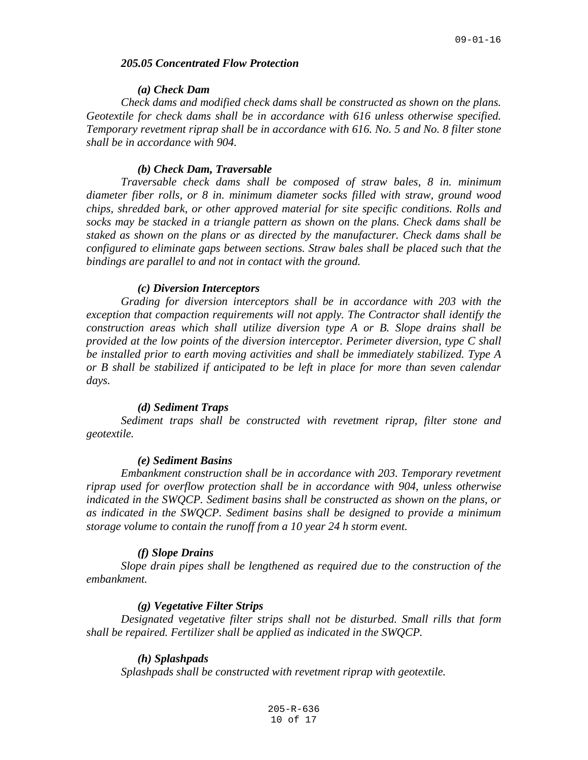### *205.05 Concentrated Flow Protection*

#### *(a) Check Dam*

*Check dams and modified check dams shall be constructed as shown on the plans. Geotextile for check dams shall be in accordance with 616 unless otherwise specified. Temporary revetment riprap shall be in accordance with 616. No. 5 and No. 8 filter stone shall be in accordance with 904.*

#### *(b) Check Dam, Traversable*

*Traversable check dams shall be composed of straw bales, 8 in. minimum diameter fiber rolls, or 8 in. minimum diameter socks filled with straw, ground wood chips, shredded bark, or other approved material for site specific conditions. Rolls and socks may be stacked in a triangle pattern as shown on the plans. Check dams shall be staked as shown on the plans or as directed by the manufacturer. Check dams shall be configured to eliminate gaps between sections. Straw bales shall be placed such that the bindings are parallel to and not in contact with the ground.*

#### *(c) Diversion Interceptors*

*Grading for diversion interceptors shall be in accordance with 203 with the exception that compaction requirements will not apply. The Contractor shall identify the construction areas which shall utilize diversion type A or B. Slope drains shall be provided at the low points of the diversion interceptor. Perimeter diversion, type C shall be installed prior to earth moving activities and shall be immediately stabilized. Type A or B shall be stabilized if anticipated to be left in place for more than seven calendar days.*

#### *(d) Sediment Traps*

*Sediment traps shall be constructed with revetment riprap, filter stone and geotextile.*

#### *(e) Sediment Basins*

*Embankment construction shall be in accordance with 203. Temporary revetment riprap used for overflow protection shall be in accordance with 904, unless otherwise indicated in the SWQCP. Sediment basins shall be constructed as shown on the plans, or as indicated in the SWQCP. Sediment basins shall be designed to provide a minimum storage volume to contain the runoff from a 10 year 24 h storm event.*

#### *(f) Slope Drains*

*Slope drain pipes shall be lengthened as required due to the construction of the embankment.*

#### *(g) Vegetative Filter Strips*

*Designated vegetative filter strips shall not be disturbed. Small rills that form shall be repaired. Fertilizer shall be applied as indicated in the SWQCP.*

#### *(h) Splashpads*

*Splashpads shall be constructed with revetment riprap with geotextile.*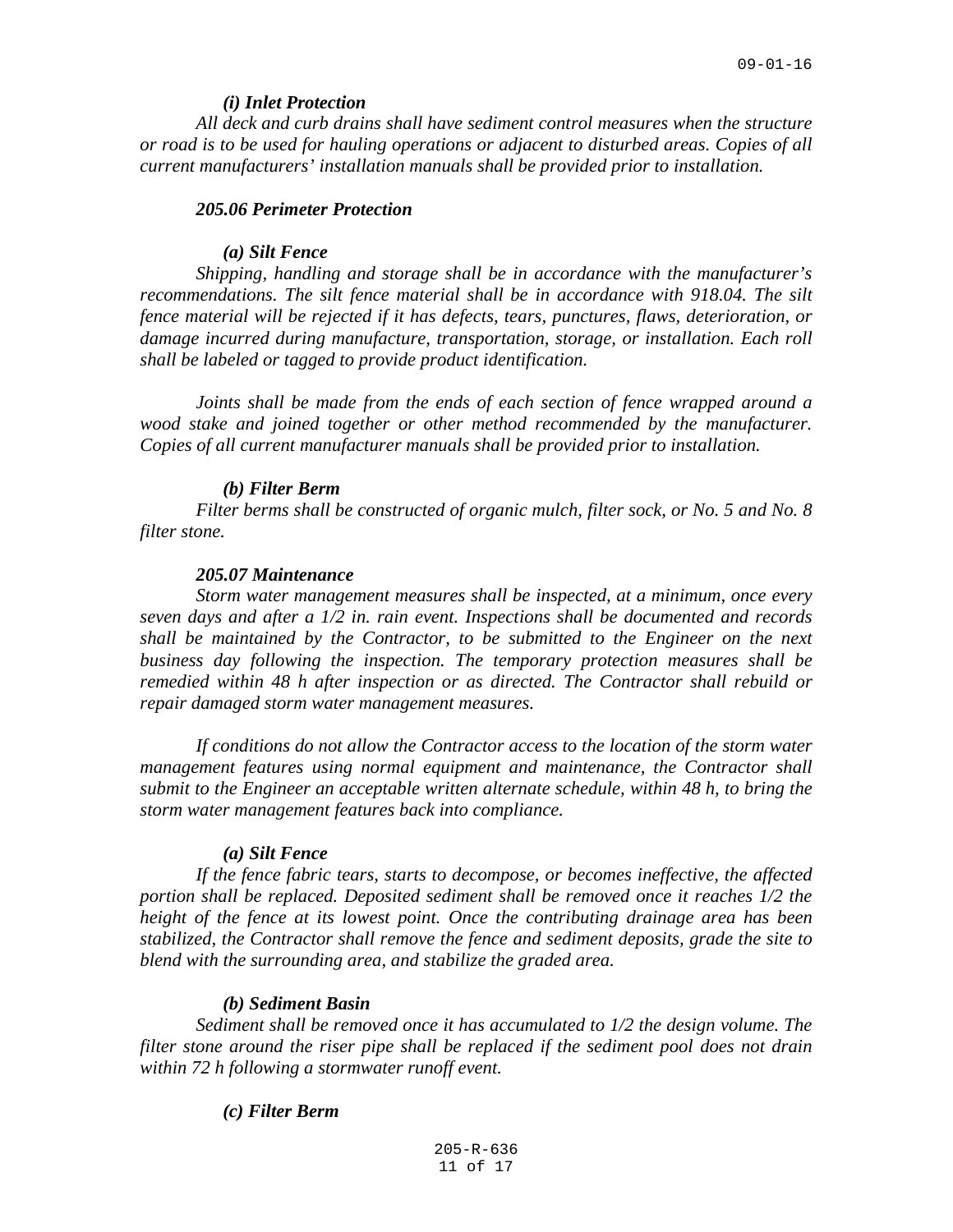#### *(i) Inlet Protection*

*All deck and curb drains shall have sediment control measures when the structure or road is to be used for hauling operations or adjacent to disturbed areas. Copies of all current manufacturers' installation manuals shall be provided prior to installation.*

### *205.06 Perimeter Protection*

#### *(a) Silt Fence*

*Shipping, handling and storage shall be in accordance with the manufacturer's recommendations. The silt fence material shall be in accordance with 918.04. The silt fence material will be rejected if it has defects, tears, punctures, flaws, deterioration, or damage incurred during manufacture, transportation, storage, or installation. Each roll shall be labeled or tagged to provide product identification.*

*Joints shall be made from the ends of each section of fence wrapped around a wood stake and joined together or other method recommended by the manufacturer. Copies of all current manufacturer manuals shall be provided prior to installation.*

#### *(b) Filter Berm*

*Filter berms shall be constructed of organic mulch, filter sock, or No. 5 and No. 8 filter stone.*

### *205.07 Maintenance*

*Storm water management measures shall be inspected, at a minimum, once every seven days and after a 1/2 in. rain event. Inspections shall be documented and records shall be maintained by the Contractor, to be submitted to the Engineer on the next business day following the inspection. The temporary protection measures shall be remedied within 48 h after inspection or as directed. The Contractor shall rebuild or repair damaged storm water management measures.*

*If conditions do not allow the Contractor access to the location of the storm water management features using normal equipment and maintenance, the Contractor shall submit to the Engineer an acceptable written alternate schedule, within 48 h, to bring the storm water management features back into compliance.*

#### *(a) Silt Fence*

*If the fence fabric tears, starts to decompose, or becomes ineffective, the affected portion shall be replaced. Deposited sediment shall be removed once it reaches 1/2 the height of the fence at its lowest point. Once the contributing drainage area has been stabilized, the Contractor shall remove the fence and sediment deposits, grade the site to blend with the surrounding area, and stabilize the graded area.*

#### *(b) Sediment Basin*

*Sediment shall be removed once it has accumulated to 1/2 the design volume. The filter stone around the riser pipe shall be replaced if the sediment pool does not drain within 72 h following a stormwater runoff event.*

#### *(c) Filter Berm*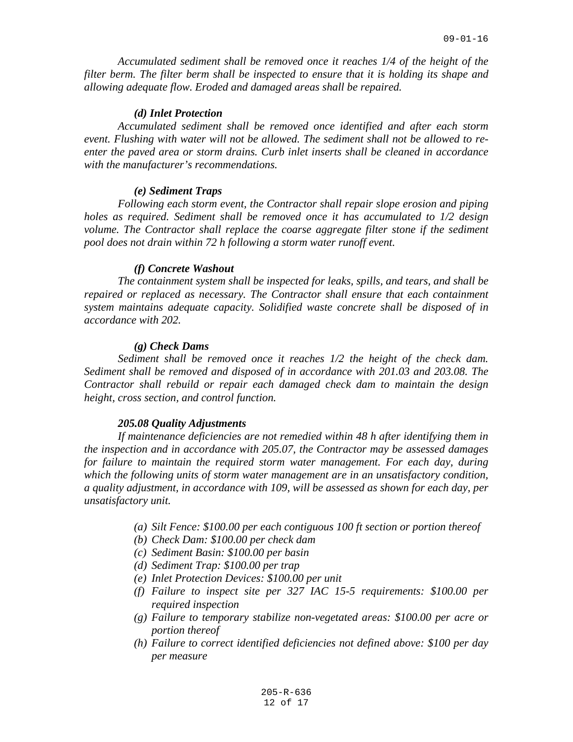*Accumulated sediment shall be removed once it reaches 1/4 of the height of the filter berm. The filter berm shall be inspected to ensure that it is holding its shape and allowing adequate flow. Eroded and damaged areas shall be repaired.*

***(d) Inlet Protection***

*Accumulated sediment shall be removed once identified and after each storm event. Flushing with water will not be allowed. The sediment shall not be allowed to re-enter the paved area or storm drains. Curb inlet inserts shall be cleaned in accordance with the manufacturer's recommendations.*

***(e) Sediment Traps***

*Following each storm event, the Contractor shall repair slope erosion and piping holes as required. Sediment shall be removed once it has accumulated to 1/2 design volume. The Contractor shall replace the coarse aggregate filter stone if the sediment pool does not drain within 72 h following a storm water runoff event.*

***(f) Concrete Washout***

*The containment system shall be inspected for leaks, spills, and tears, and shall be repaired or replaced as necessary. The Contractor shall ensure that each containment system maintains adequate capacity. Solidified waste concrete shall be disposed of in accordance with 202.*

***(g) Check Dams***

*Sediment shall be removed once it reaches 1/2 the height of the check dam. Sediment shall be removed and disposed of in accordance with 201.03 and 203.08. The Contractor shall rebuild or repair each damaged check dam to maintain the design height, cross section, and control function.*

***205.08 Quality Adjustments***

*If maintenance deficiencies are not remedied within 48 h after identifying them in the inspection and in accordance with 205.07, the Contractor may be assessed damages for failure to maintain the required storm water management. For each day, during which the following units of storm water management are in an unsatisfactory condition, a quality adjustment, in accordance with 109, will be assessed as shown for each day, per unsatisfactory unit.*

- *(a) Silt Fence: $100.00 per each contiguous 100 ft section or portion thereof*
- *(b) Check Dam: $100.00 per check dam*
- *(c) Sediment Basin: $100.00 per basin*
- *(d) Sediment Trap: $100.00 per trap*
- *(e) Inlet Protection Devices: $100.00 per unit*
- *(f) Failure to inspect site per 327 IAC 15-5 requirements: $100.00 per required inspection*
- *(g) Failure to temporary stabilize non-vegetated areas: $100.00 per acre or portion thereof*
- *(h) Failure to correct identified deficiencies not defined above: $100 per day per measure*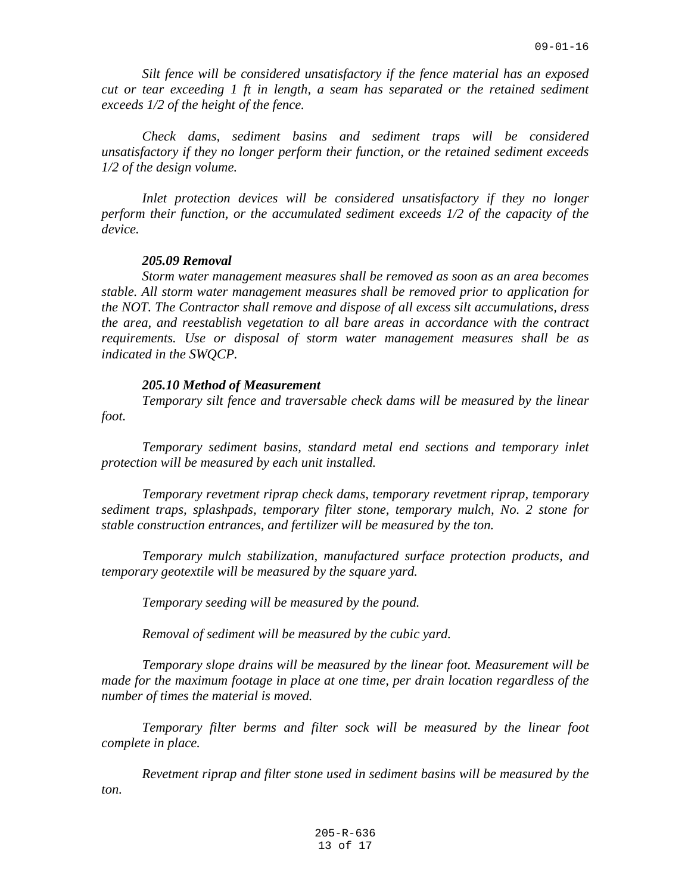*Silt fence will be considered unsatisfactory if the fence material has an exposed cut or tear exceeding 1 ft in length, a seam has separated or the retained sediment exceeds 1/2 of the height of the fence.*

*Check dams, sediment basins and sediment traps will be considered unsatisfactory if they no longer perform their function, or the retained sediment exceeds 1/2 of the design volume.*

*Inlet protection devices will be considered unsatisfactory if they no longer perform their function, or the accumulated sediment exceeds 1/2 of the capacity of the device.*

***205.09 Removal***

*Storm water management measures shall be removed as soon as an area becomes stable. All storm water management measures shall be removed prior to application for the NOT. The Contractor shall remove and dispose of all excess silt accumulations, dress the area, and reestablish vegetation to all bare areas in accordance with the contract requirements. Use or disposal of storm water management measures shall be as indicated in the SWQCP.*

***205.10 Method of Measurement***

*Temporary silt fence and traversable check dams will be measured by the linear foot.*

*Temporary sediment basins, standard metal end sections and temporary inlet protection will be measured by each unit installed.*

*Temporary revetment riprap check dams, temporary revetment riprap, temporary sediment traps, splashpads, temporary filter stone, temporary mulch, No. 2 stone for stable construction entrances, and fertilizer will be measured by the ton.*

*Temporary mulch stabilization, manufactured surface protection products, and temporary geotextile will be measured by the square yard.*

*Temporary seeding will be measured by the pound.*

*Removal of sediment will be measured by the cubic yard.*

*Temporary slope drains will be measured by the linear foot. Measurement will be made for the maximum footage in place at one time, per drain location regardless of the number of times the material is moved.*

*Temporary filter berms and filter sock will be measured by the linear foot complete in place.*

*Revetment riprap and filter stone used in sediment basins will be measured by the ton.*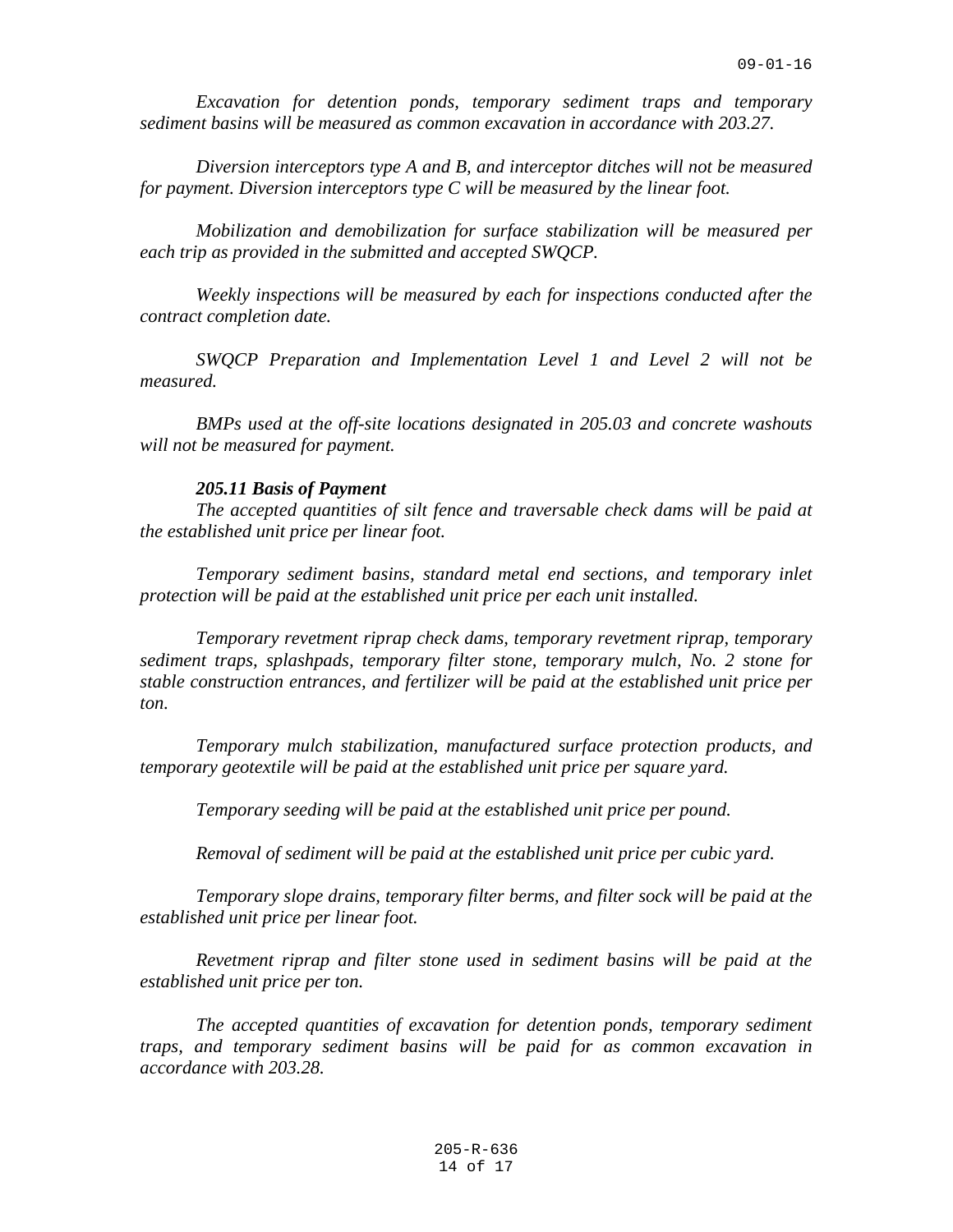*Excavation for detention ponds, temporary sediment traps and temporary sediment basins will be measured as common excavation in accordance with 203.27.*

*Diversion interceptors type A and B, and interceptor ditches will not be measured for payment. Diversion interceptors type C will be measured by the linear foot.*

*Mobilization and demobilization for surface stabilization will be measured per each trip as provided in the submitted and accepted SWQCP.*

*Weekly inspections will be measured by each for inspections conducted after the contract completion date.*

*SWQCP Preparation and Implementation Level 1 and Level 2 will not be measured.*

*BMPs used at the off-site locations designated in 205.03 and concrete washouts will not be measured for payment.*

***205.11 Basis of Payment***

*The accepted quantities of silt fence and traversable check dams will be paid at the established unit price per linear foot.*

*Temporary sediment basins, standard metal end sections, and temporary inlet protection will be paid at the established unit price per each unit installed.*

*Temporary revetment riprap check dams, temporary revetment riprap, temporary sediment traps, splashpads, temporary filter stone, temporary mulch, No. 2 stone for stable construction entrances, and fertilizer will be paid at the established unit price per ton.*

*Temporary mulch stabilization, manufactured surface protection products, and temporary geotextile will be paid at the established unit price per square yard.*

*Temporary seeding will be paid at the established unit price per pound.*

*Removal of sediment will be paid at the established unit price per cubic yard.*

*Temporary slope drains, temporary filter berms, and filter sock will be paid at the established unit price per linear foot.*

*Revetment riprap and filter stone used in sediment basins will be paid at the established unit price per ton.*

*The accepted quantities of excavation for detention ponds, temporary sediment traps, and temporary sediment basins will be paid for as common excavation in accordance with 203.28.*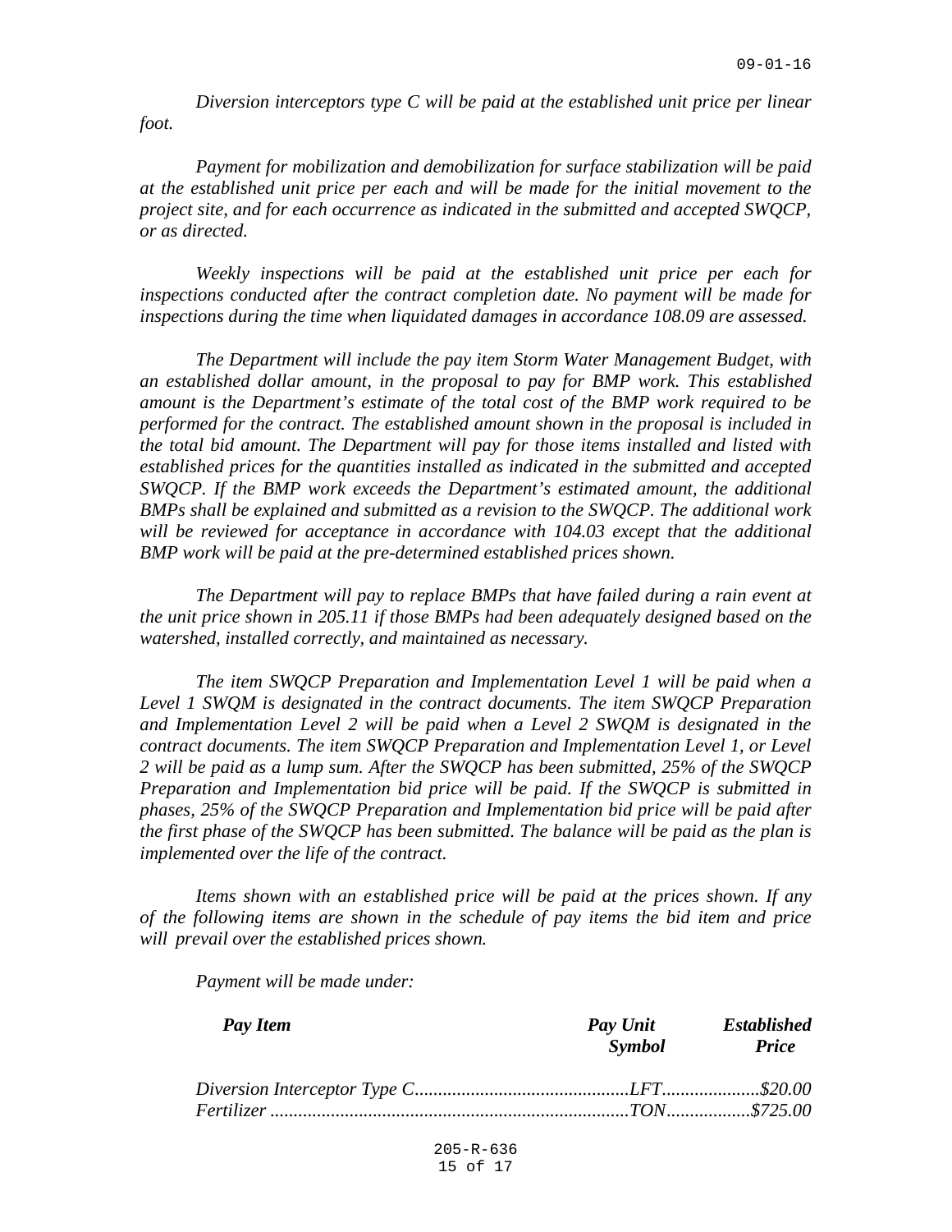*Diversion interceptors type C will be paid at the established unit price per linear foot.*

*Payment for mobilization and demobilization for surface stabilization will be paid at the established unit price per each and will be made for the initial movement to the project site, and for each occurrence as indicated in the submitted and accepted SWQCP, or as directed.*

*Weekly inspections will be paid at the established unit price per each for inspections conducted after the contract completion date. No payment will be made for inspections during the time when liquidated damages in accordance 108.09 are assessed.*

*The Department will include the pay item Storm Water Management Budget, with an established dollar amount, in the proposal to pay for BMP work. This established amount is the Department's estimate of the total cost of the BMP work required to be performed for the contract. The established amount shown in the proposal is included in the total bid amount. The Department will pay for those items installed and listed with established prices for the quantities installed as indicated in the submitted and accepted SWQCP. If the BMP work exceeds the Department's estimated amount, the additional BMPs shall be explained and submitted as a revision to the SWQCP. The additional work will be reviewed for acceptance in accordance with 104.03 except that the additional BMP work will be paid at the pre-determined established prices shown.*

*The Department will pay to replace BMPs that have failed during a rain event at the unit price shown in 205.11 if those BMPs had been adequately designed based on the watershed, installed correctly, and maintained as necessary.*

*The item SWQCP Preparation and Implementation Level 1 will be paid when a Level 1 SWQM is designated in the contract documents. The item SWQCP Preparation and Implementation Level 2 will be paid when a Level 2 SWQM is designated in the contract documents. The item SWQCP Preparation and Implementation Level 1, or Level 2 will be paid as a lump sum. After the SWQCP has been submitted, 25% of the SWQCP Preparation and Implementation bid price will be paid. If the SWQCP is submitted in phases, 25% of the SWQCP Preparation and Implementation bid price will be paid after the first phase of the SWQCP has been submitted. The balance will be paid as the plan is implemented over the life of the contract.*

*Items shown with an established price will be paid at the prices shown. If any of the following items are shown in the schedule of pay items the bid item and price will prevail over the established prices shown.*

*Payment will be made under:*

| ***Pay Item*** | ***Pay Unit Symbol*** | ***Established Price*** |
|---|---|---|
| *Diversion Interceptor Type C* | *LFT* | *$20.00* |
| *Fertilizer* | *TON* | *$725.00* |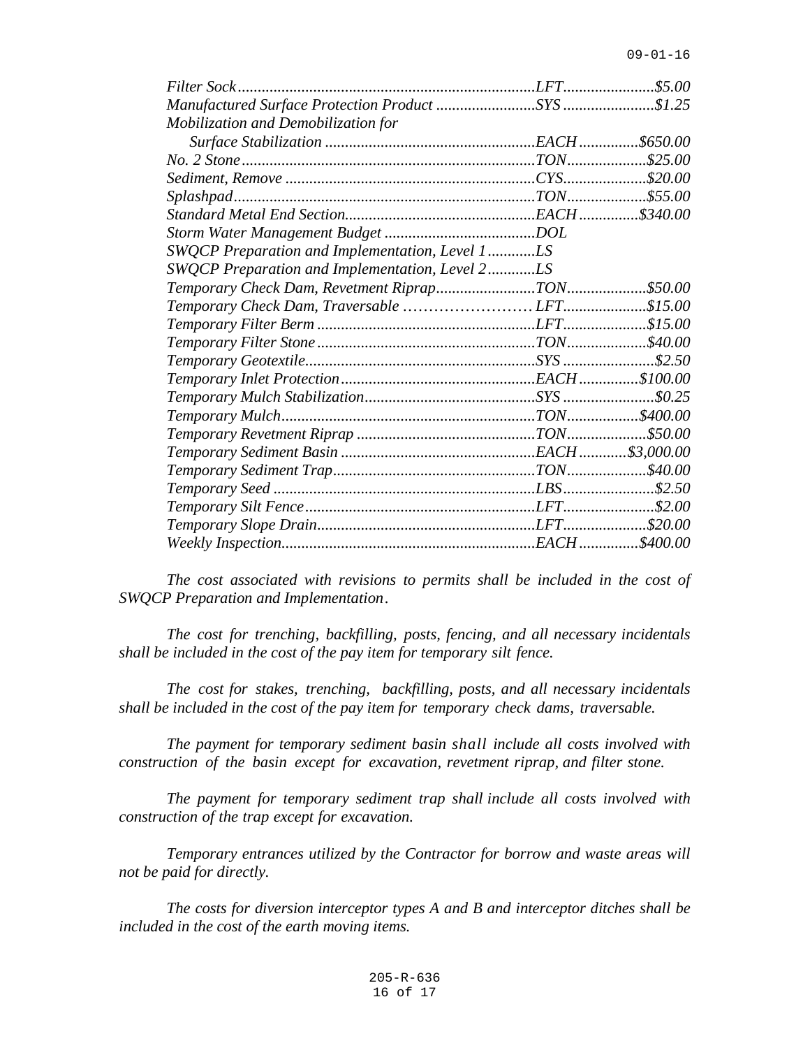| | | |
|---|---|---|
| *Filter Sock* | *LFT* | *$5.00* |
| *Manufactured Surface Protection Product* | *SYS* | *$1.25* |
| *Mobilization and Demobilization for Surface Stabilization* | *EACH* | *$650.00* |
| *No. 2 Stone* | *TON* | *$25.00* |
| *Sediment, Remove* | *CYS* | *$20.00* |
| *Splashpad* | *TON* | *$55.00* |
| *Standard Metal End Section* | *EACH* | *$340.00* |
| *Storm Water Management Budget* | *DOL* | |
| *SWQCP Preparation and Implementation, Level 1* | *LS* | |
| *SWQCP Preparation and Implementation, Level 2* | *LS* | |
| *Temporary Check Dam, Revetment Riprap* | *TON* | *$50.00* |
| *Temporary Check Dam, Traversable* | *LFT* | *$15.00* |
| *Temporary Filter Berm* | *LFT* | *$15.00* |
| *Temporary Filter Stone* | *TON* | *$40.00* |
| *Temporary Geotextile* | *SYS* | *$2.50* |
| *Temporary Inlet Protection* | *EACH* | *$100.00* |
| *Temporary Mulch Stabilization* | *SYS* | *$0.25* |
| *Temporary Mulch* | *TON* | *$400.00* |
| *Temporary Revetment Riprap* | *TON* | *$50.00* |
| *Temporary Sediment Basin* | *EACH* | *$3,000.00* |
| *Temporary Sediment Trap* | *TON* | *$40.00* |
| *Temporary Seed* | *LBS* | *$2.50* |
| *Temporary Silt Fence* | *LFT* | *$2.00* |
| *Temporary Slope Drain* | *LFT* | *$20.00* |
| *Weekly Inspection* | *EACH* | *$400.00* |

*The cost associated with revisions to permits shall be included in the cost of SWQCP Preparation and Implementation.*

*The cost for trenching, backfilling, posts, fencing, and all necessary incidentals shall be included in the cost of the pay item for temporary silt fence.*

*The cost for stakes, trenching, backfilling, posts, and all necessary incidentals shall be included in the cost of the pay item for temporary check dams, traversable.*

*The payment for temporary sediment basin shall include all costs involved with construction of the basin except for excavation, revetment riprap, and filter stone.*

*The payment for temporary sediment trap shall include all costs involved with construction of the trap except for excavation.*

*Temporary entrances utilized by the Contractor for borrow and waste areas will not be paid for directly.*

*The costs for diversion interceptor types A and B and interceptor ditches shall be included in the cost of the earth moving items.*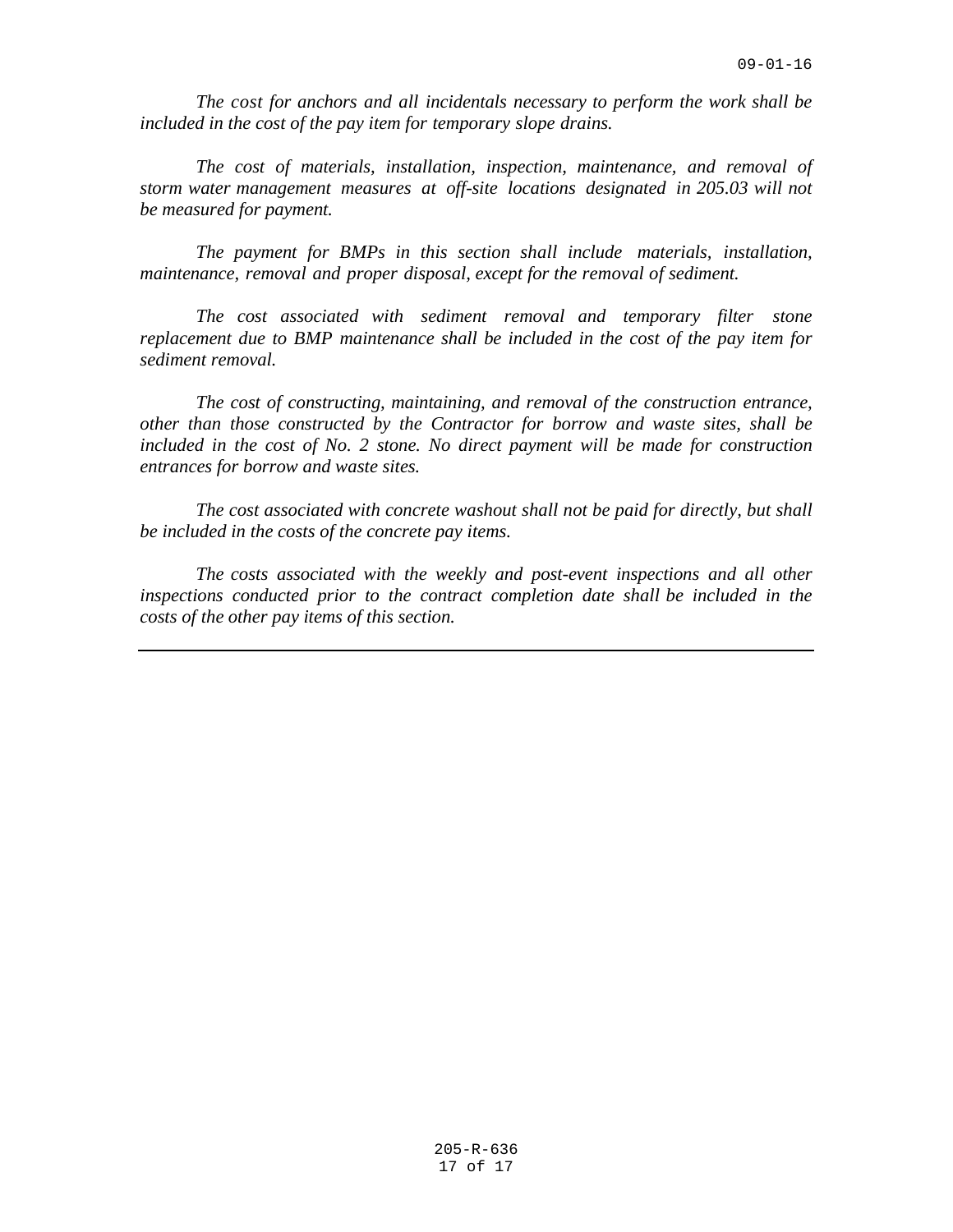*The cost for anchors and all incidentals necessary to perform the work shall be included in the cost of the pay item for temporary slope drains.*

*The cost of materials, installation, inspection, maintenance, and removal of storm water management measures at off-site locations designated in 205.03 will not be measured for payment.*

*The payment for BMPs in this section shall include materials, installation, maintenance, removal and proper disposal, except for the removal of sediment.*

*The cost associated with sediment removal and temporary filter stone replacement due to BMP maintenance shall be included in the cost of the pay item for sediment removal.*

*The cost of constructing, maintaining, and removal of the construction entrance, other than those constructed by the Contractor for borrow and waste sites, shall be included in the cost of No. 2 stone. No direct payment will be made for construction entrances for borrow and waste sites.*

*The cost associated with concrete washout shall not be paid for directly, but shall be included in the costs of the concrete pay items.*

*The costs associated with the weekly and post-event inspections and all other inspections conducted prior to the contract completion date shall be included in the costs of the other pay items of this section.*

---